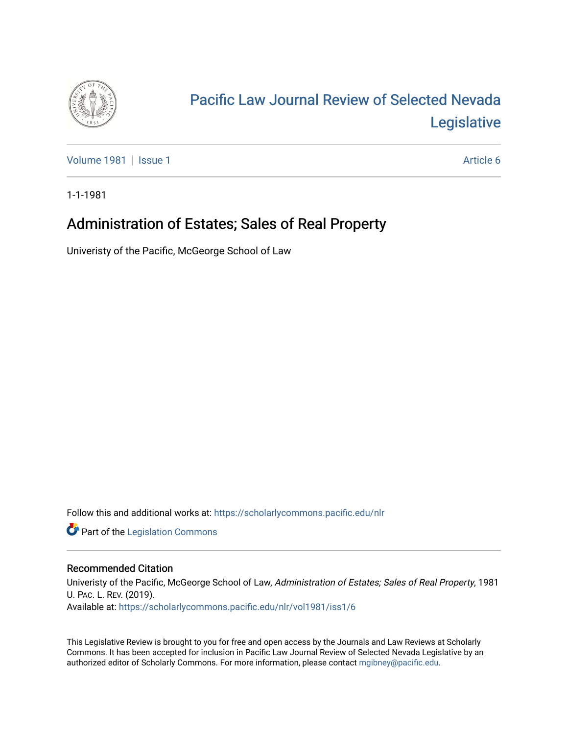# Pacific Law Journal Review of Selected Nevada Legislative

Volume 1981 | Issue 1 Article 6

1-1-1981

## Administration of Estates; Sales of Real Property

Univeristy of the Pacific, McGeorge School of Law

Follow this and additional works at: https://scholarlycommons.pacific.edu/nlr

Part of the Legislation Commons

### Recommended Citation

Univeristy of the Pacific, McGeorge School of Law, *Administration of Estates; Sales of Real Property*, 1981 U. Pac. L. Rev. (2019).
Available at: https://scholarlycommons.pacific.edu/nlr/vol1981/iss1/6

This Legislative Review is brought to you for free and open access by the Journals and Law Reviews at Scholarly Commons. It has been accepted for inclusion in Pacific Law Journal Review of Selected Nevada Legislative by an authorized editor of Scholarly Commons. For more information, please contact mgibney@pacific.edu.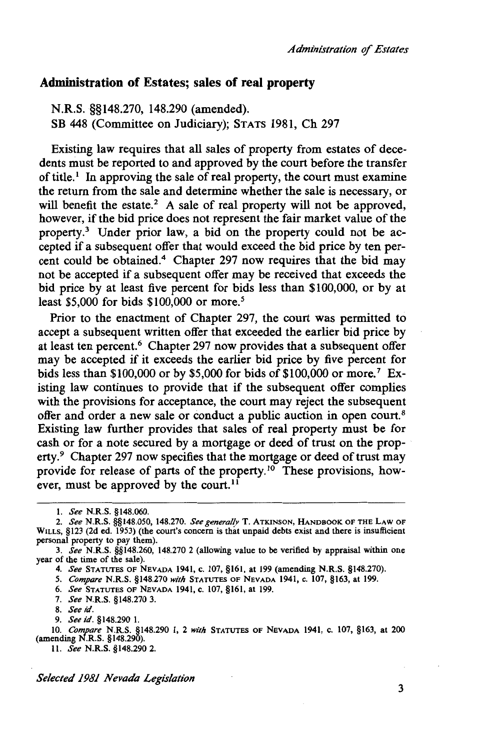## Administration of Estates; sales of real property

N.R.S. §§148.270, 148.290 (amended).
SB 448 (Committee on Judiciary); STATS 1981, Ch 297

Existing law requires that all sales of property from estates of decedents must be reported to and approved by the court before the transfer of title.[1] In approving the sale of real property, the court must examine the return from the sale and determine whether the sale is necessary, or will benefit the estate.[2] A sale of real property will not be approved, however, if the bid price does not represent the fair market value of the property.[3] Under prior law, a bid on the property could not be accepted if a subsequent offer that would exceed the bid price by ten percent could be obtained.[4] Chapter 297 now requires that the bid may not be accepted if a subsequent offer may be received that exceeds the bid price by at least five percent for bids less than $100,000, or by at least $5,000 for bids $100,000 or more.[5]

Prior to the enactment of Chapter 297, the court was permitted to accept a subsequent written offer that exceeded the earlier bid price by at least ten percent.[6] Chapter 297 now provides that a subsequent offer may be accepted if it exceeds the earlier bid price by five percent for bids less than $100,000 or by $5,000 for bids of $100,000 or more.[7] Existing law continues to provide that if the subsequent offer complies with the provisions for acceptance, the court may reject the subsequent offer and order a new sale or conduct a public auction in open court.[8] Existing law further provides that sales of real property must be for cash or for a note secured by a mortgage or deed of trust on the property.[9] Chapter 297 now specifies that the mortgage or deed of trust may provide for release of parts of the property.[10] These provisions, however, must be approved by the court.[11]

---

1. *See* N.R.S. §148.060.
2. *See* N.R.S. §§148.050, 148.270. *See generally* T. ATKINSON, HANDBOOK OF THE LAW OF WILLS, §123 (2d ed. 1953) (the court's concern is that unpaid debts exist and there is insufficient personal property to pay them).
3. *See* N.R.S. §§148.260, 148.270 2 (allowing value to be verified by appraisal within one year of the time of the sale).
4. *See* STATUTES OF NEVADA 1941, c. 107, §161, at 199 (amending N.R.S. §148.270).
5. *Compare* N.R.S. §148.270 *with* STATUTES OF NEVADA 1941, c. 107, §163, at 199.
6. *See* STATUTES OF NEVADA 1941, c. 107, §161, at 199.
7. *See* N.R.S. §148.270 3.
8. *See id.*
9. *See id.* §148.290 1.
10. *Compare* N.R.S. §148.290 1, 2 *with* STATUTES OF NEVADA 1941, c. 107, §163, at 200 (amending N.R.S. §148.290).
11. *See* N.R.S. §148.290 2.